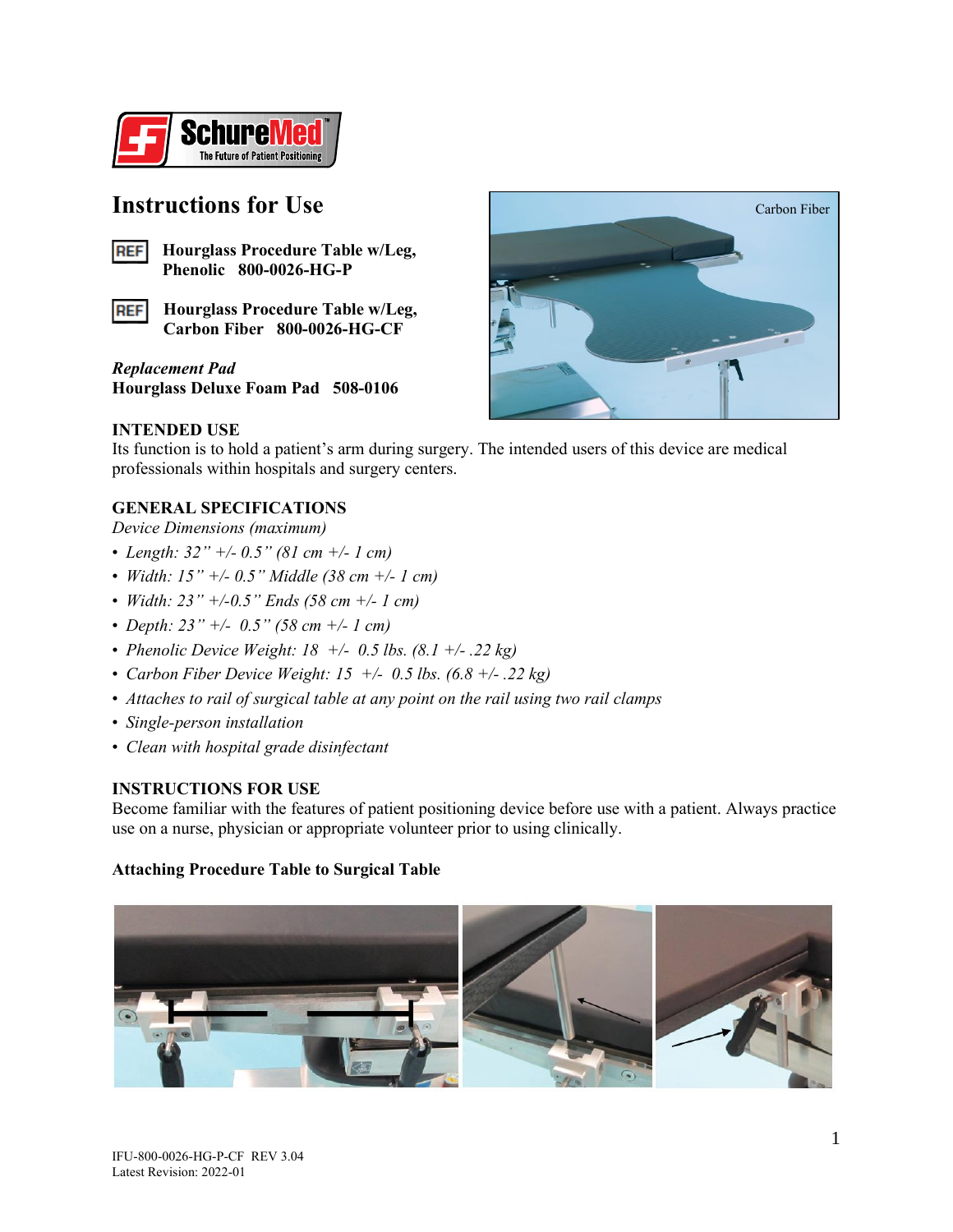# Instructions for Use

REF **Hourglass Procedure Table w/Leg, Phenolic 800-0026-HG-P**

REF **Hourglass Procedure Table w/Leg, Carbon Fiber 800-0026-HG-CF**

***Replacement Pad***
**Hourglass Deluxe Foam Pad 508-0106**

Carbon Fiber

## INTENDED USE

Its function is to hold a patient's arm during surgery. The intended users of this device are medical professionals within hospitals and surgery centers.

## GENERAL SPECIFICATIONS

*Device Dimensions (maximum)*

- *Length: 32" +/- 0.5" (81 cm +/- 1 cm)*
- *Width: 15" +/- 0.5" Middle (38 cm +/- 1 cm)*
- *Width: 23" +/-0.5" Ends (58 cm +/- 1 cm)*
- *Depth: 23" +/- 0.5" (58 cm +/- 1 cm)*
- *Phenolic Device Weight: 18 +/- 0.5 lbs. (8.1 +/- .22 kg)*
- *Carbon Fiber Device Weight: 15 +/- 0.5 lbs. (6.8 +/- .22 kg)*
- *Attaches to rail of surgical table at any point on the rail using two rail clamps*
- *Single-person installation*
- *Clean with hospital grade disinfectant*

## INSTRUCTIONS FOR USE

Become familiar with the features of patient positioning device before use with a patient. Always practice use on a nurse, physician or appropriate volunteer prior to using clinically.

### Attaching Procedure Table to Surgical Table

IFU-800-0026-HG-P-CF REV 3.04
Latest Revision: 2022-01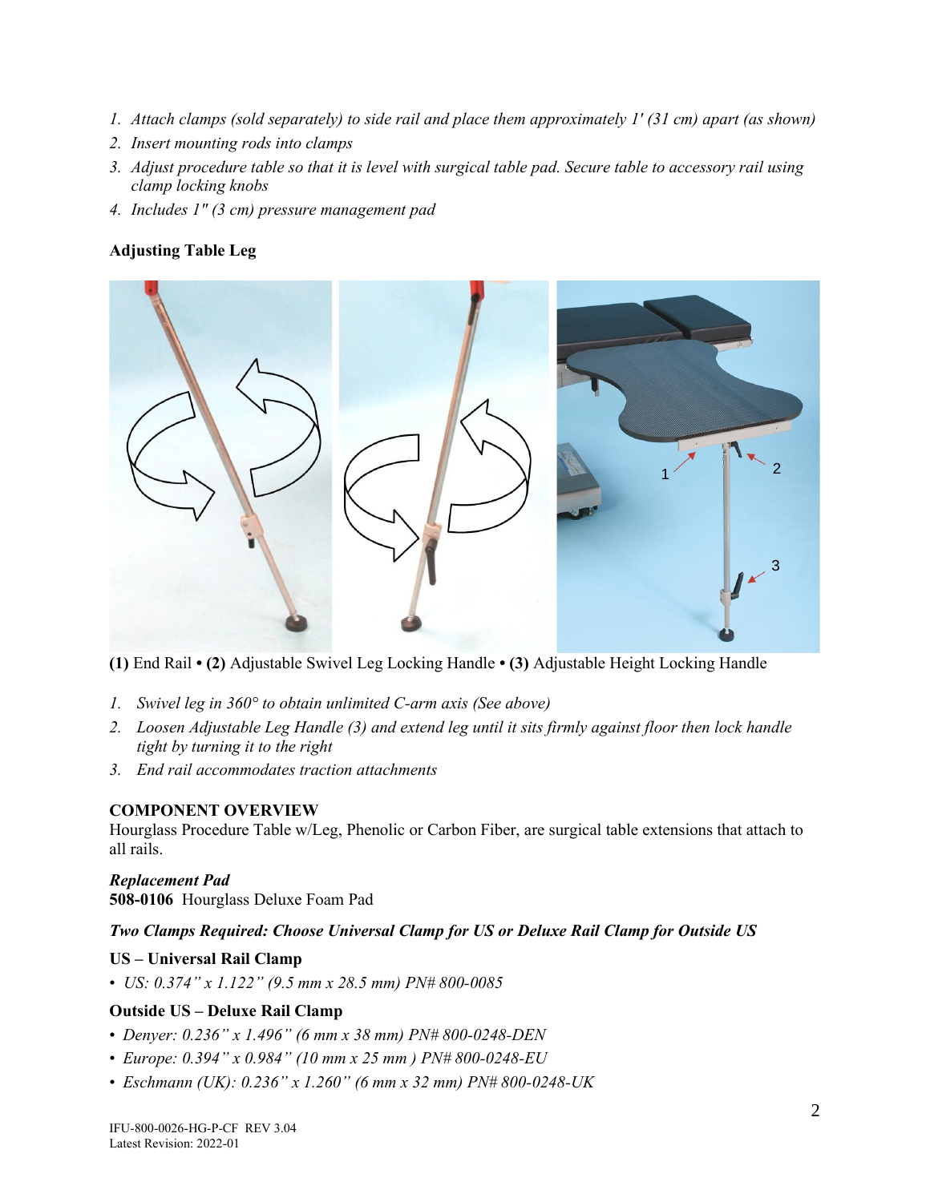1. *Attach clamps (sold separately) to side rail and place them approximately 1' (31 cm) apart (as shown)*
2. *Insert mounting rods into clamps*
3. *Adjust procedure table so that it is level with surgical table pad. Secure table to accessory rail using clamp locking knobs*
4. *Includes 1" (3 cm) pressure management pad*

**Adjusting Table Leg**

**(1)** End Rail • **(2)** Adjustable Swivel Leg Locking Handle • **(3)** Adjustable Height Locking Handle

1. *Swivel leg in 360° to obtain unlimited C-arm axis (See above)*
2. *Loosen Adjustable Leg Handle (3) and extend leg until it sits firmly against floor then lock handle tight by turning it to the right*
3. *End rail accommodates traction attachments*

**COMPONENT OVERVIEW**

Hourglass Procedure Table w/Leg, Phenolic or Carbon Fiber, are surgical table extensions that attach to all rails.

***Replacement Pad***

**508-0106** Hourglass Deluxe Foam Pad

***Two Clamps Required: Choose Universal Clamp for US or Deluxe Rail Clamp for Outside US***

**US – Universal Rail Clamp**

- *US: 0.374" x 1.122" (9.5 mm x 28.5 mm) PN# 800-0085*

**Outside US – Deluxe Rail Clamp**

- *Denyer: 0.236" x 1.496" (6 mm x 38 mm) PN# 800-0248-DEN*
- *Europe: 0.394" x 0.984" (10 mm x 25 mm ) PN# 800-0248-EU*
- *Eschmann (UK): 0.236" x 1.260" (6 mm x 32 mm) PN# 800-0248-UK*

IFU-800-0026-HG-P-CF REV 3.04
Latest Revision: 2022-01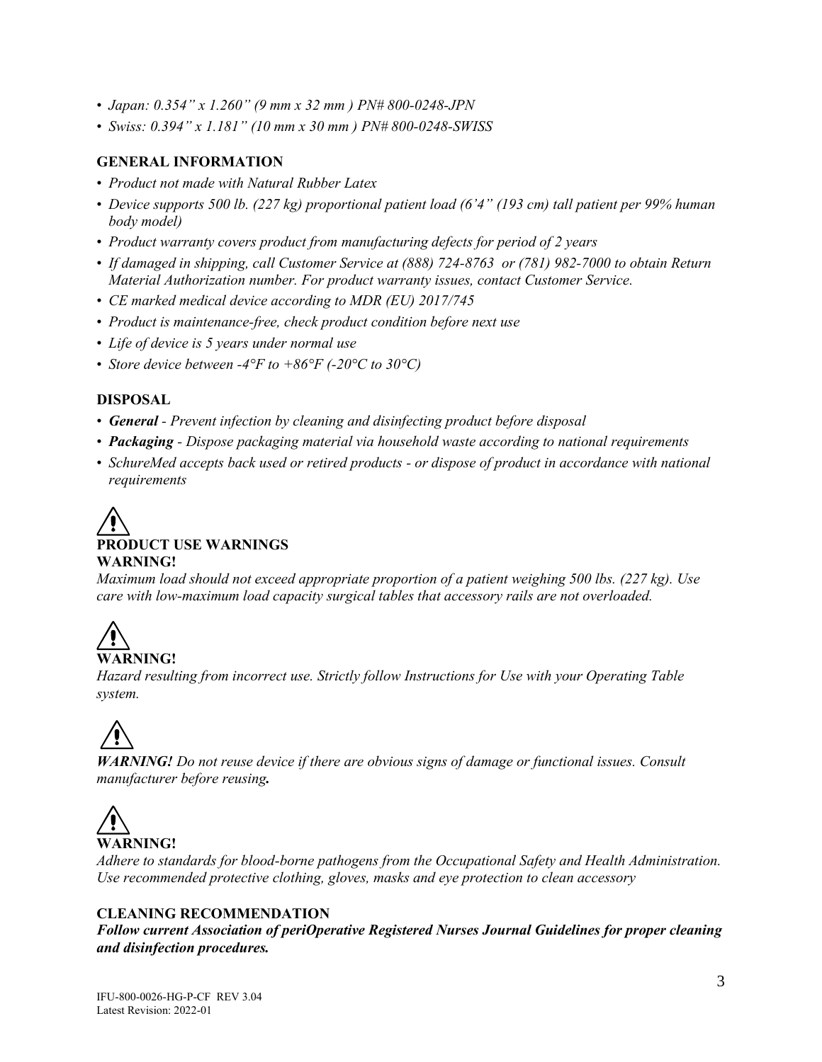- *Japan: 0.354" x 1.260" (9 mm x 32 mm ) PN# 800-0248-JPN*
- *Swiss: 0.394" x 1.181" (10 mm x 30 mm ) PN# 800-0248-SWISS*

## GENERAL INFORMATION

- *Product not made with Natural Rubber Latex*
- *Device supports 500 lb. (227 kg) proportional patient load (6'4" (193 cm) tall patient per 99% human body model)*
- *Product warranty covers product from manufacturing defects for period of 2 years*
- *If damaged in shipping, call Customer Service at (888) 724-8763 or (781) 982-7000 to obtain Return Material Authorization number. For product warranty issues, contact Customer Service.*
- *CE marked medical device according to MDR (EU) 2017/745*
- *Product is maintenance-free, check product condition before next use*
- *Life of device is 5 years under normal use*
- *Store device between -4°F to +86°F (-20°C to 30°C)*

## DISPOSAL

- ***General** - Prevent infection by cleaning and disinfecting product before disposal*
- ***Packaging** - Dispose packaging material via household waste according to national requirements*
- *SchureMed accepts back used or retired products - or dispose of product in accordance with national requirements*

⚠

## PRODUCT USE WARNINGS

**WARNING!**

*Maximum load should not exceed appropriate proportion of a patient weighing 500 lbs. (227 kg). Use care with low-maximum load capacity surgical tables that accessory rails are not overloaded.*

⚠

**WARNING!**

*Hazard resulting from incorrect use. Strictly follow Instructions for Use with your Operating Table system.*

⚠

***WARNING!** Do not reuse device if there are obvious signs of damage or functional issues. Consult manufacturer before reusing**.***

⚠

**WARNING!**

*Adhere to standards for blood-borne pathogens from the Occupational Safety and Health Administration. Use recommended protective clothing, gloves, masks and eye protection to clean accessory*

## CLEANING RECOMMENDATION

***Follow current Association of periOperative Registered Nurses Journal Guidelines for proper cleaning and disinfection procedures.***

IFU-800-0026-HG-P-CF REV 3.04
Latest Revision: 2022-01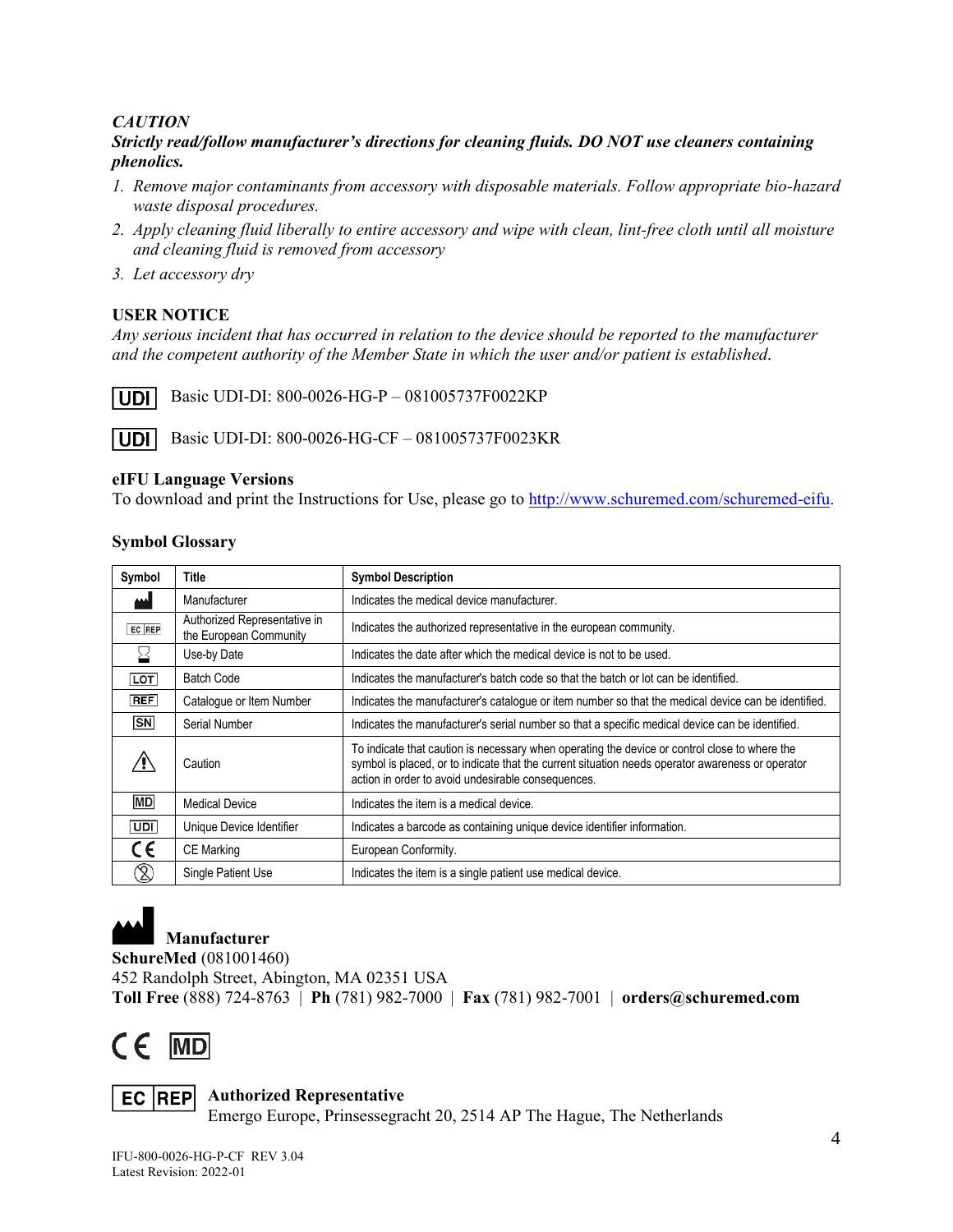*CAUTION*
***Strictly read/follow manufacturer's directions for cleaning fluids. DO NOT use cleaners containing phenolics.***

1. *Remove major contaminants from accessory with disposable materials. Follow appropriate bio-hazard waste disposal procedures.*
2. *Apply cleaning fluid liberally to entire accessory and wipe with clean, lint-free cloth until all moisture and cleaning fluid is removed from accessory*
3. *Let accessory dry*

**USER NOTICE**
*Any serious incident that has occurred in relation to the device should be reported to the manufacturer and the competent authority of the Member State in which the user and/or patient is established.*

UDI Basic UDI-DI: 800-0026-HG-P – 081005737F0022KP

UDI Basic UDI-DI: 800-0026-HG-CF – 081005737F0023KR

**eIFU Language Versions**
To download and print the Instructions for Use, please go to http://www.schuremed.com/schuremed-eifu.

**Symbol Glossary**

| Symbol | Title | Symbol Description |
|---|---|---|
| | Manufacturer | Indicates the medical device manufacturer. |
| EC REP | Authorized Representative in the European Community | Indicates the authorized representative in the european community. |
| | Use-by Date | Indicates the date after which the medical device is not to be used. |
| LOT | Batch Code | Indicates the manufacturer's batch code so that the batch or lot can be identified. |
| REF | Catalogue or Item Number | Indicates the manufacturer's catalogue or item number so that the medical device can be identified. |
| SN | Serial Number | Indicates the manufacturer's serial number so that a specific medical device can be identified. |
| | Caution | To indicate that caution is necessary when operating the device or control close to where the symbol is placed, or to indicate that the current situation needs operator awareness or operator action in order to avoid undesirable consequences. |
| MD | Medical Device | Indicates the item is a medical device. |
| UDI | Unique Device Identifier | Indicates a barcode as containing unique device identifier information. |
| CE | CE Marking | European Conformity. |
| | Single Patient Use | Indicates the item is a single patient use medical device. |

**Manufacturer**
**SchureMed** (081001460)
452 Randolph Street, Abington, MA 02351 USA
**Toll Free** (888) 724-8763 | **Ph** (781) 982-7000 | **Fax** (781) 982-7001 | **orders@schuremed.com**

CE MD

EC REP **Authorized Representative**
Emergo Europe, Prinsessegracht 20, 2514 AP The Hague, The Netherlands

IFU-800-0026-HG-P-CF REV 3.04
Latest Revision: 2022-01